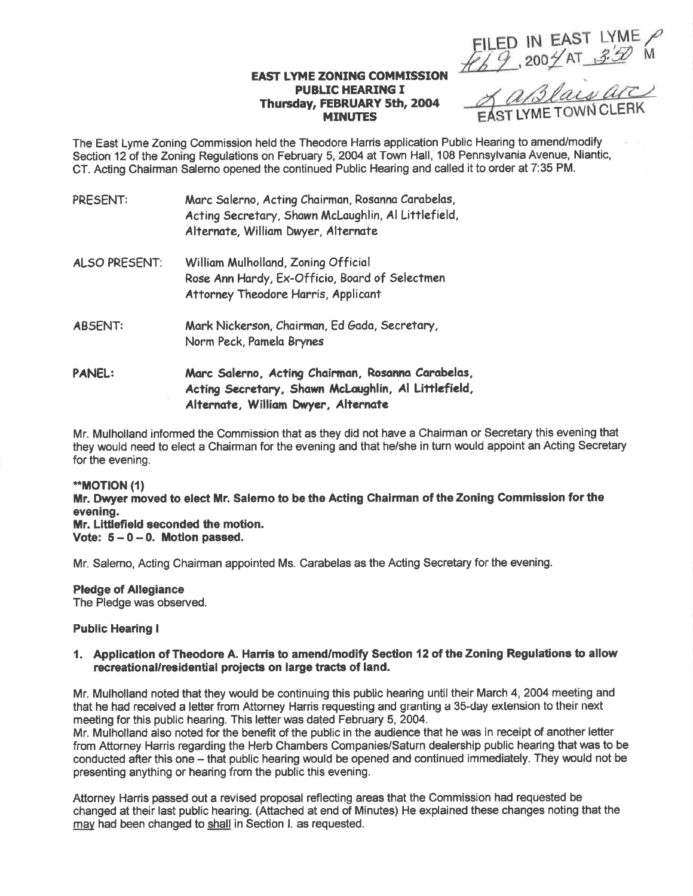FILED IN EAST LYME Feb 9, 2004 AT 3:50 PM

EAST LYME TOWN CLERK

# EAST LYME ZONING COMMISSION
## PUBLIC HEARING I
## Thursday, FEBRUARY 5th, 2004
## MINUTES

The East Lyme Zoning Commission held the Theodore Harris application Public Hearing to amend/modify Section 12 of the Zoning Regulations on February 5, 2004 at Town Hall, 108 Pennsylvania Avenue, Niantic, CT. Acting Chairman Salerno opened the continued Public Hearing and called it to order at 7:35 PM.

| | |
|---|---|
| PRESENT: | Marc Salerno, Acting Chairman, Rosanna Carabelas, Acting Secretary, Shawn McLaughlin, Al Littlefield, Alternate, William Dwyer, Alternate |
| ALSO PRESENT: | William Mulholland, Zoning Official<br>Rose Ann Hardy, Ex-Officio, Board of Selectmen<br>Attorney Theodore Harris, Applicant |
| ABSENT: | Mark Nickerson, Chairman, Ed Gada, Secretary, Norm Peck, Pamela Brynes |
| PANEL: | **Marc Salerno, Acting Chairman, Rosanna Carabelas, Acting Secretary, Shawn McLaughlin, Al Littlefield, Alternate, William Dwyer, Alternate** |

Mr. Mulholland informed the Commission that as they did not have a Chairman or Secretary this evening that they would need to elect a Chairman for the evening and that he/she in turn would appoint an Acting Secretary for the evening.

**\*\*MOTION (1)**
**Mr. Dwyer moved to elect Mr. Salerno to be the Acting Chairman of the Zoning Commission for the evening.**
**Mr. Littlefield seconded the motion.**
**Vote: 5 – 0 – 0. Motion passed.**

Mr. Salerno, Acting Chairman appointed Ms. Carabelas as the Acting Secretary for the evening.

**Pledge of Allegiance**
The Pledge was observed.

**Public Hearing I**

1. **Application of Theodore A. Harris to amend/modify Section 12 of the Zoning Regulations to allow recreational/residential projects on large tracts of land.**

Mr. Mulholland noted that they would be continuing this public hearing until their March 4, 2004 meeting and that he had received a letter from Attorney Harris requesting and granting a 35-day extension to their next meeting for this public hearing. This letter was dated February 5, 2004.
Mr. Mulholland also noted for the benefit of the public in the audience that he was in receipt of another letter from Attorney Harris regarding the Herb Chambers Companies/Saturn dealership public hearing that was to be conducted after this one – that public hearing would be opened and continued immediately. They would not be presenting anything or hearing from the public this evening.

Attorney Harris passed out a revised proposal reflecting areas that the Commission had requested be changed at their last public hearing. (Attached at end of Minutes) He explained these changes noting that the <u>may</u> had been changed to <u>shall</u> in Section I. as requested.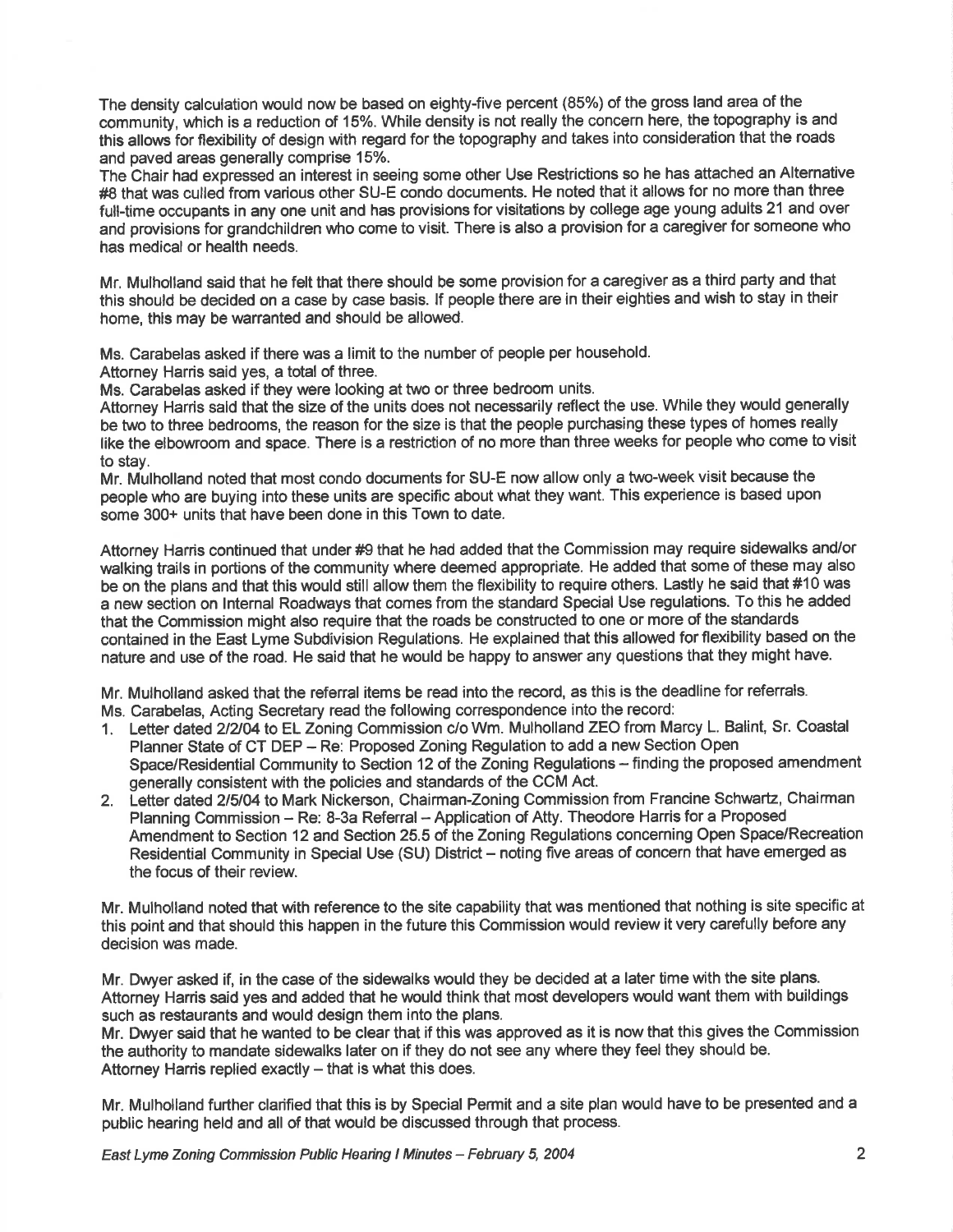The density calculation would now be based on eighty-five percent (85%) of the gross land area of the community, which is a reduction of 15%. While density is not really the concern here, the topography is and this allows for flexibility of design with regard for the topography and takes into consideration that the roads and paved areas generally comprise 15%.

The Chair had expressed an interest in seeing some other Use Restrictions so he has attached an Alternative #8 that was culled from various other SU-E condo documents. He noted that it allows for no more than three full-time occupants in any one unit and has provisions for visitations by college age young adults 21 and over and provisions for grandchildren who come to visit. There is also a provision for a caregiver for someone who has medical or health needs.

Mr. Mulholland said that he felt that there should be some provision for a caregiver as a third party and that this should be decided on a case by case basis. If people there are in their eighties and wish to stay in their home, this may be warranted and should be allowed.

Ms. Carabelas asked if there was a limit to the number of people per household.

Attorney Harris said yes, a total of three.

Ms. Carabelas asked if they were looking at two or three bedroom units.

Attorney Harris said that the size of the units does not necessarily reflect the use. While they would generally be two to three bedrooms, the reason for the size is that the people purchasing these types of homes really like the elbowroom and space. There is a restriction of no more than three weeks for people who come to visit to stay.

Mr. Mulholland noted that most condo documents for SU-E now allow only a two-week visit because the people who are buying into these units are specific about what they want. This experience is based upon some 300+ units that have been done in this Town to date.

Attorney Harris continued that under #9 that he had added that the Commission may require sidewalks and/or walking trails in portions of the community where deemed appropriate. He added that some of these may also be on the plans and that this would still allow them the flexibility to require others. Lastly he said that #10 was a new section on Internal Roadways that comes from the standard Special Use regulations. To this he added that the Commission might also require that the roads be constructed to one or more of the standards contained in the East Lyme Subdivision Regulations. He explained that this allowed for flexibility based on the nature and use of the road. He said that he would be happy to answer any questions that they might have.

Mr. Mulholland asked that the referral items be read into the record, as this is the deadline for referrals.

Ms. Carabelas, Acting Secretary read the following correspondence into the record:

1. Letter dated 2/2/04 to EL Zoning Commission c/o Wm. Mulholland ZEO from Marcy L. Balint, Sr. Coastal Planner State of CT DEP – Re: Proposed Zoning Regulation to add a new Section Open Space/Residential Community to Section 12 of the Zoning Regulations – finding the proposed amendment generally consistent with the policies and standards of the CCM Act.
2. Letter dated 2/5/04 to Mark Nickerson, Chairman-Zoning Commission from Francine Schwartz, Chairman Planning Commission – Re: 8-3a Referral – Application of Atty. Theodore Harris for a Proposed Amendment to Section 12 and Section 25.5 of the Zoning Regulations concerning Open Space/Recreation Residential Community in Special Use (SU) District – noting five areas of concern that have emerged as the focus of their review.

Mr. Mulholland noted that with reference to the site capability that was mentioned that nothing is site specific at this point and that should this happen in the future this Commission would review it very carefully before any decision was made.

Mr. Dwyer asked if, in the case of the sidewalks would they be decided at a later time with the site plans.

Attorney Harris said yes and added that he would think that most developers would want them with buildings such as restaurants and would design them into the plans.

Mr. Dwyer said that he wanted to be clear that if this was approved as it is now that this gives the Commission the authority to mandate sidewalks later on if they do not see any where they feel they should be.

Attorney Harris replied exactly – that is what this does.

Mr. Mulholland further clarified that this is by Special Permit and a site plan would have to be presented and a public hearing held and all of that would be discussed through that process.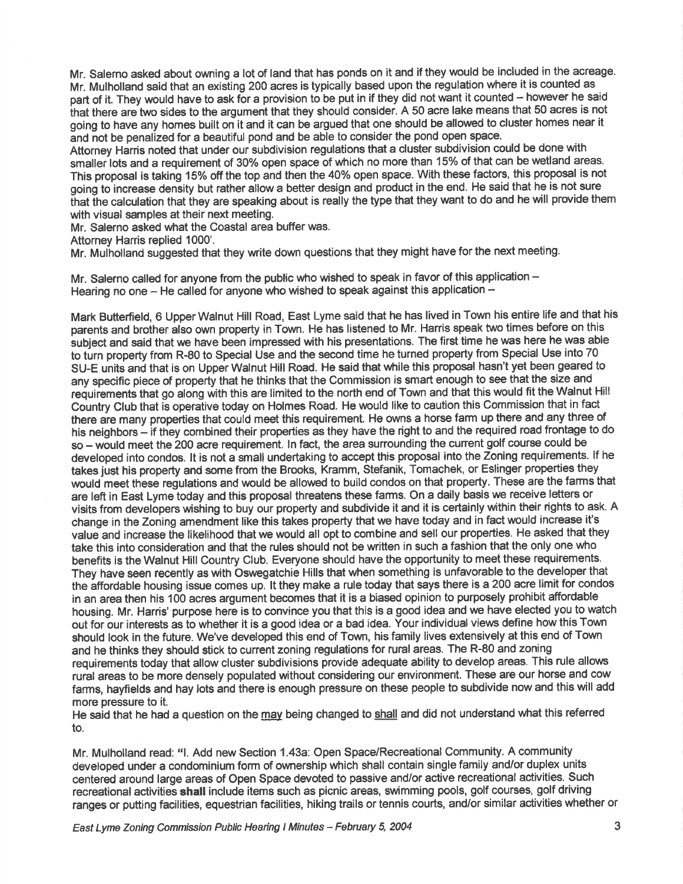Mr. Salerno asked about owning a lot of land that has ponds on it and if they would be included in the acreage. Mr. Mulholland said that an existing 200 acres is typically based upon the regulation where it is counted as part of it. They would have to ask for a provision to be put in if they did not want it counted – however he said that there are two sides to the argument that they should consider. A 50 acre lake means that 50 acres is not going to have any homes built on it and it can be argued that one should be allowed to cluster homes near it and not be penalized for a beautiful pond and be able to consider the pond open space.

Attorney Harris noted that under our subdivision regulations that a cluster subdivision could be done with smaller lots and a requirement of 30% open space of which no more than 15% of that can be wetland areas. This proposal is taking 15% off the top and then the 40% open space. With these factors, this proposal is not going to increase density but rather allow a better design and product in the end. He said that he is not sure that the calculation that they are speaking about is really the type that they want to do and he will provide them with visual samples at their next meeting.

Mr. Salerno asked what the Coastal area buffer was.

Attorney Harris replied 1000'.

Mr. Mulholland suggested that they write down questions that they might have for the next meeting.

Mr. Salerno called for anyone from the public who wished to speak in favor of this application – Hearing no one – He called for anyone who wished to speak against this application –

Mark Butterfield, 6 Upper Walnut Hill Road, East Lyme said that he has lived in Town his entire life and that his parents and brother also own property in Town. He has listened to Mr. Harris speak two times before on this subject and said that we have been impressed with his presentations. The first time he was here he was able to turn property from R-80 to Special Use and the second time he turned property from Special Use into 70 SU-E units and that is on Upper Walnut Hill Road. He said that while this proposal hasn't yet been geared to any specific piece of property that he thinks that the Commission is smart enough to see that the size and requirements that go along with this are limited to the north end of Town and that this would fit the Walnut Hill Country Club that is operative today on Holmes Road. He would like to caution this Commission that in fact there are many properties that could meet this requirement. He owns a horse farm up there and any three of his neighbors – if they combined their properties as they have the right to and the required road frontage to do so – would meet the 200 acre requirement. In fact, the area surrounding the current golf course could be developed into condos. It is not a small undertaking to accept this proposal into the Zoning requirements. If he takes just his property and some from the Brooks, Kramm, Stefanik, Tomachek, or Eslinger properties they would meet these regulations and would be allowed to build condos on that property. These are the farms that are left in East Lyme today and this proposal threatens these farms. On a daily basis we receive letters or visits from developers wishing to buy our property and subdivide it and it is certainly within their rights to ask. A change in the Zoning amendment like this takes property that we have today and in fact would increase it's value and increase the likelihood that we would all opt to combine and sell our properties. He asked that they take this into consideration and that the rules should not be written in such a fashion that the only one who benefits is the Walnut Hill Country Club. Everyone should have the opportunity to meet these requirements. They have seen recently as with Oswegatchie Hills that when something is unfavorable to the developer that the affordable housing issue comes up. It they make a rule today that says there is a 200 acre limit for condos in an area then his 100 acres argument becomes that it is a biased opinion to purposely prohibit affordable housing. Mr. Harris' purpose here is to convince you that this is a good idea and we have elected you to watch out for our interests as to whether it is a good idea or a bad idea. Your individual views define how this Town should look in the future. We've developed this end of Town, his family lives extensively at this end of Town and he thinks they should stick to current zoning regulations for rural areas. The R-80 and zoning requirements today that allow cluster subdivisions provide adequate ability to develop areas. This rule allows rural areas to be more densely populated without considering our environment. These are our horse and cow farms, hayfields and hay lots and there is enough pressure on these people to subdivide now and this will add more pressure to it.

He said that he had a question on the may being changed to shall and did not understand what this referred to.

Mr. Mulholland read: "I. Add new Section 1.43a: Open Space/Recreational Community. A community developed under a condominium form of ownership which shall contain single family and/or duplex units centered around large areas of Open Space devoted to passive and/or active recreational activities. Such recreational activities **shall** include items such as picnic areas, swimming pools, golf courses, golf driving ranges or putting facilities, equestrian facilities, hiking trails or tennis courts, and/or similar activities whether or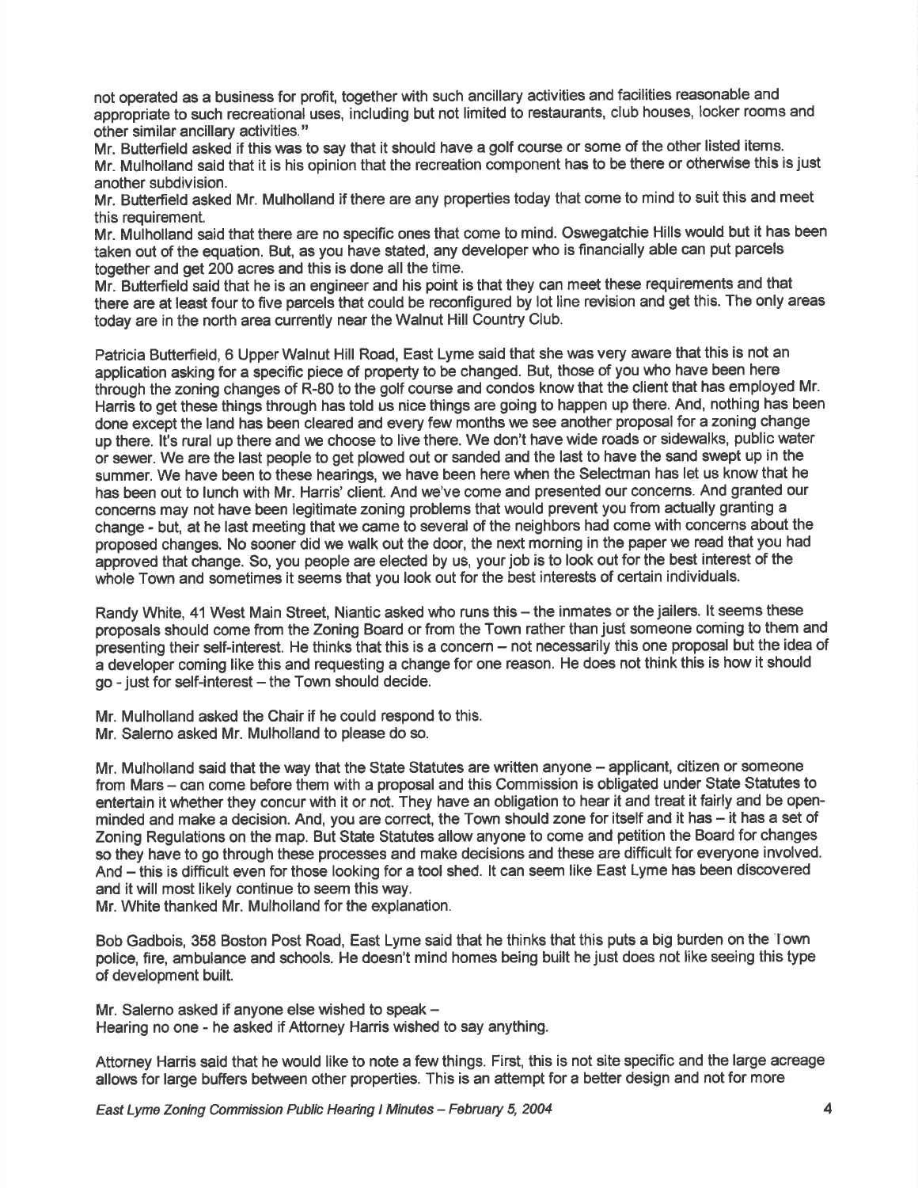not operated as a business for profit, together with such ancillary activities and facilities reasonable and appropriate to such recreational uses, including but not limited to restaurants, club houses, locker rooms and other similar ancillary activities."

Mr. Butterfield asked if this was to say that it should have a golf course or some of the other listed items.

Mr. Mulholland said that it is his opinion that the recreation component has to be there or otherwise this is just another subdivision.

Mr. Butterfield asked Mr. Mulholland if there are any properties today that come to mind to suit this and meet this requirement.

Mr. Mulholland said that there are no specific ones that come to mind. Oswegatchie Hills would but it has been taken out of the equation. But, as you have stated, any developer who is financially able can put parcels together and get 200 acres and this is done all the time.

Mr. Butterfield said that he is an engineer and his point is that they can meet these requirements and that there are at least four to five parcels that could be reconfigured by lot line revision and get this. The only areas today are in the north area currently near the Walnut Hill Country Club.

Patricia Butterfield, 6 Upper Walnut Hill Road, East Lyme said that she was very aware that this is not an application asking for a specific piece of property to be changed. But, those of you who have been here through the zoning changes of R-80 to the golf course and condos know that the client that has employed Mr. Harris to get these things through has told us nice things are going to happen up there. And, nothing has been done except the land has been cleared and every few months we see another proposal for a zoning change up there. It's rural up there and we choose to live there. We don't have wide roads or sidewalks, public water or sewer. We are the last people to get plowed out or sanded and the last to have the sand swept up in the summer. We have been to these hearings, we have been here when the Selectman has let us know that he has been out to lunch with Mr. Harris' client. And we've come and presented our concerns. And granted our concerns may not have been legitimate zoning problems that would prevent you from actually granting a change - but, at he last meeting that we came to several of the neighbors had come with concerns about the proposed changes. No sooner did we walk out the door, the next morning in the paper we read that you had approved that change. So, you people are elected by us, your job is to look out for the best interest of the whole Town and sometimes it seems that you look out for the best interests of certain individuals.

Randy White, 41 West Main Street, Niantic asked who runs this – the inmates or the jailers. It seems these proposals should come from the Zoning Board or from the Town rather than just someone coming to them and presenting their self-interest. He thinks that this is a concern – not necessarily this one proposal but the idea of a developer coming like this and requesting a change for one reason. He does not think this is how it should go - just for self-interest – the Town should decide.

Mr. Mulholland asked the Chair if he could respond to this.

Mr. Salerno asked Mr. Mulholland to please do so.

Mr. Mulholland said that the way that the State Statutes are written anyone – applicant, citizen or someone from Mars – can come before them with a proposal and this Commission is obligated under State Statutes to entertain it whether they concur with it or not. They have an obligation to hear it and treat it fairly and be open-minded and make a decision. And, you are correct, the Town should zone for itself and it has – it has a set of Zoning Regulations on the map. But State Statutes allow anyone to come and petition the Board for changes so they have to go through these processes and make decisions and these are difficult for everyone involved. And – this is difficult even for those looking for a tool shed. It can seem like East Lyme has been discovered and it will most likely continue to seem this way.

Mr. White thanked Mr. Mulholland for the explanation.

Bob Gadbois, 358 Boston Post Road, East Lyme said that he thinks that this puts a big burden on the Town police, fire, ambulance and schools. He doesn't mind homes being built he just does not like seeing this type of development built.

Mr. Salerno asked if anyone else wished to speak –
Hearing no one - he asked if Attorney Harris wished to say anything.

Attorney Harris said that he would like to note a few things. First, this is not site specific and the large acreage allows for large buffers between other properties. This is an attempt for a better design and not for more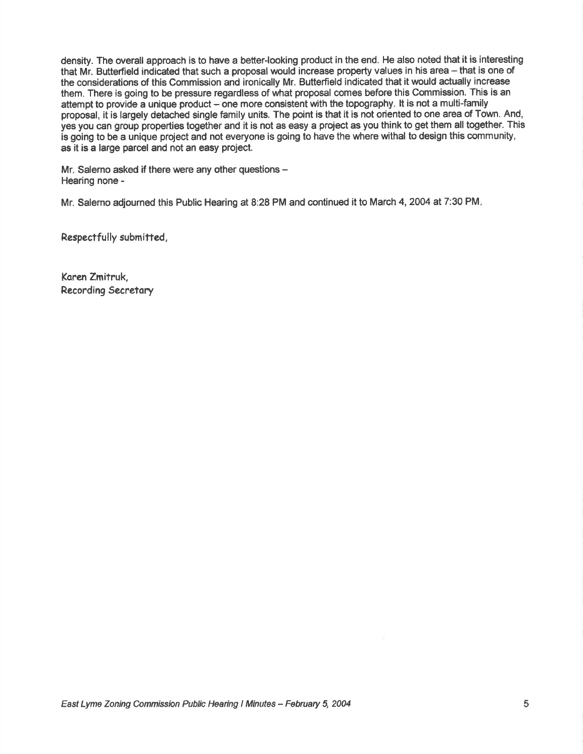density. The overall approach is to have a better-looking product in the end. He also noted that it is interesting that Mr. Butterfield indicated that such a proposal would increase property values in his area – that is one of the considerations of this Commission and ironically Mr. Butterfield indicated that it would actually increase them. There is going to be pressure regardless of what proposal comes before this Commission. This is an attempt to provide a unique product – one more consistent with the topography. It is not a multi-family proposal, it is largely detached single family units. The point is that it is not oriented to one area of Town. And, yes you can group properties together and it is not as easy a project as you think to get them all together. This is going to be a unique project and not everyone is going to have the where withal to design this community, as it is a large parcel and not an easy project.

Mr. Salerno asked if there were any other questions –
Hearing none -

Mr. Salerno adjourned this Public Hearing at 8:28 PM and continued it to March 4, 2004 at 7:30 PM.

Respectfully submitted,

Karen Zmitruk,
Recording Secretary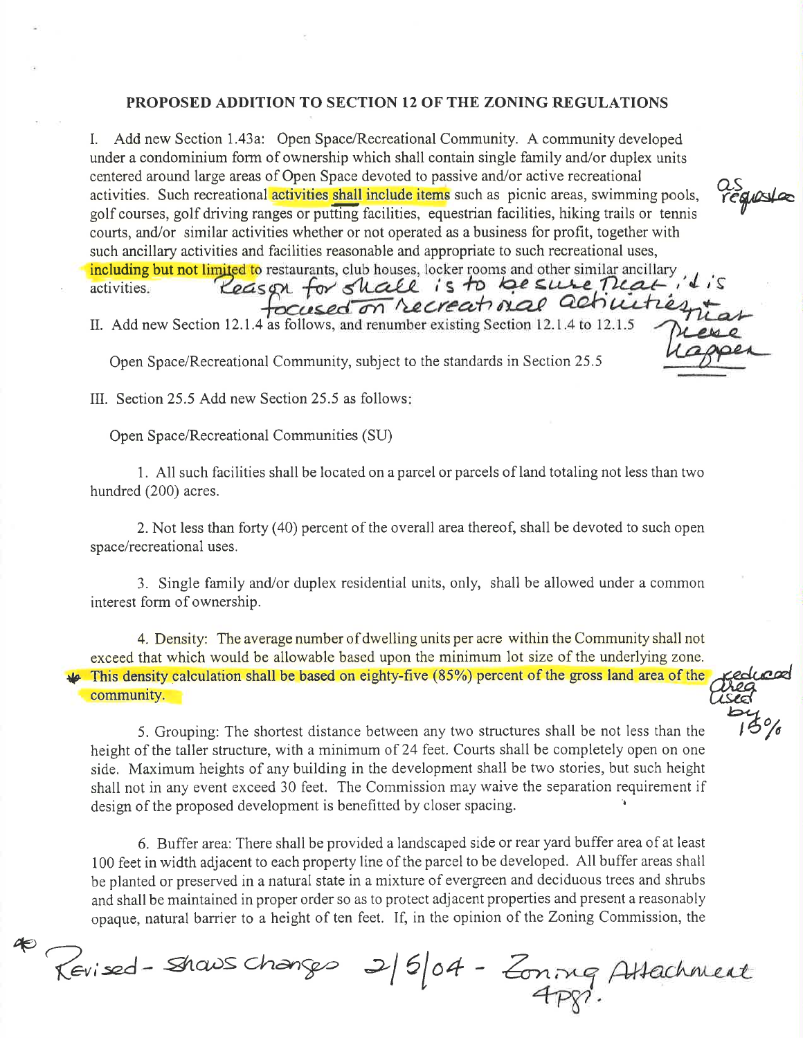## PROPOSED ADDITION TO SECTION 12 OF THE ZONING REGULATIONS

I. Add new Section 1.43a: Open Space/Recreational Community. A community developed under a condominium form of ownership which shall contain single family and/or duplex units centered around large areas of Open Space devoted to passive and/or active recreational activities. Such recreational **activities shall include items** such as picnic areas, swimming pools, golf courses, golf driving ranges or putting facilities, equestrian facilities, hiking trails or tennis courts, and/or similar activities whether or not operated as a business for profit, together with such ancillary activities and facilities reasonable and appropriate to such recreational uses, **including but not limited to** restaurants, club houses, locker rooms and other similar ancillary activities.

*as requested*

*Reason for shall is to be sure that it is focused on recreational activities that these happen*

II. Add new Section 12.1.4 as follows, and renumber existing Section 12.1.4 to 12.1.5

Open Space/Recreational Community, subject to the standards in Section 25.5

III. Section 25.5 Add new Section 25.5 as follows:

Open Space/Recreational Communities (SU)

1. All such facilities shall be located on a parcel or parcels of land totaling not less than two hundred (200) acres.

2. Not less than forty (40) percent of the overall area thereof, shall be devoted to such open space/recreational uses.

3. Single family and/or duplex residential units, only, shall be allowed under a common interest form of ownership.

4. Density: The average number of dwelling units per acre within the Community shall not exceed that which would be allowable based upon the minimum lot size of the underlying zone. **This density calculation shall be based on eighty-five (85%) percent of the gross land area of the community.**

*reduced area used by 15%*

5. Grouping: The shortest distance between any two structures shall be not less than the height of the taller structure, with a minimum of 24 feet. Courts shall be completely open on one side. Maximum heights of any building in the development shall be two stories, but such height shall not in any event exceed 30 feet. The Commission may waive the separation requirement if design of the proposed development is benefitted by closer spacing.

6. Buffer area: There shall be provided a landscaped side or rear yard buffer area of at least 100 feet in width adjacent to each property line of the parcel to be developed. All buffer areas shall be planted or preserved in a natural state in a mixture of evergreen and deciduous trees and shrubs and shall be maintained in proper order so as to protect adjacent properties and present a reasonably opaque, natural barrier to a height of ten feet. If, in the opinion of the Zoning Commission, the

*Revised - Shows Changes 2/5/04 - Zoning Attachment 4pg.*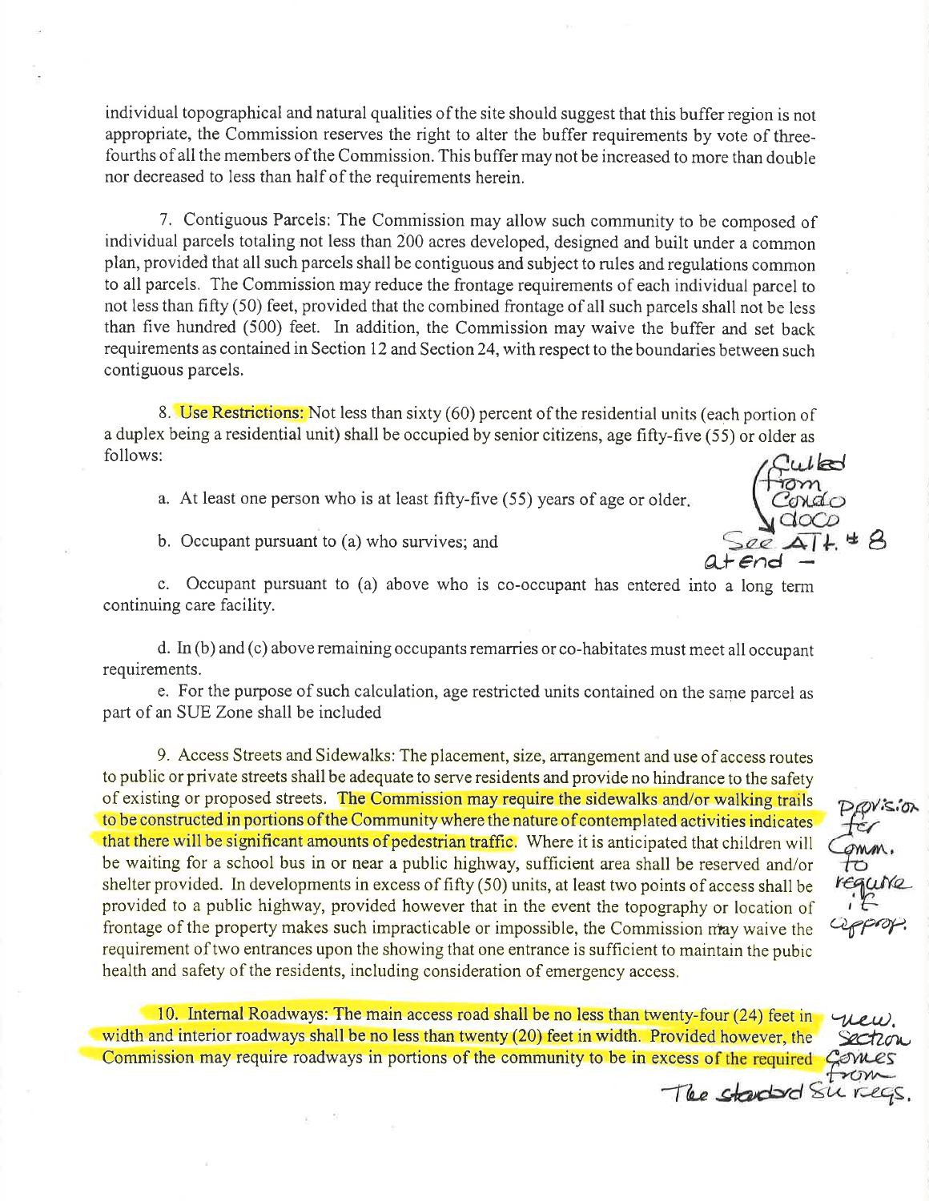individual topographical and natural qualities of the site should suggest that this buffer region is not appropriate, the Commission reserves the right to alter the buffer requirements by vote of three-fourths of all the members of the Commission. This buffer may not be increased to more than double nor decreased to less than half of the requirements herein.

7. Contiguous Parcels: The Commission may allow such community to be composed of individual parcels totaling not less than 200 acres developed, designed and built under a common plan, provided that all such parcels shall be contiguous and subject to rules and regulations common to all parcels. The Commission may reduce the frontage requirements of each individual parcel to not less than fifty (50) feet, provided that the combined frontage of all such parcels shall not be less than five hundred (500) feet. In addition, the Commission may waive the buffer and set back requirements as contained in Section 12 and Section 24, with respect to the boundaries between such contiguous parcels.

8. Use Restrictions: Not less than sixty (60) percent of the residential units (each portion of a duplex being a residential unit) shall be occupied by senior citizens, age fifty-five (55) or older as follows:

(Culled from Condo docs — See Att. # 8 at end —)

a. At least one person who is at least fifty-five (55) years of age or older.

b. Occupant pursuant to (a) who survives; and

c. Occupant pursuant to (a) above who is co-occupant has entered into a long term continuing care facility.

d. In (b) and (c) above remaining occupants remarries or co-habitates must meet all occupant requirements.

e. For the purpose of such calculation, age restricted units contained on the same parcel as part of an SUE Zone shall be included

9. Access Streets and Sidewalks: The placement, size, arrangement and use of access routes to public or private streets shall be adequate to serve residents and provide no hindrance to the safety of existing or proposed streets. The Commission may require the sidewalks and/or walking trails to be constructed in portions of the Community where the nature of contemplated activities indicates that there will be significant amounts of pedestrian traffic. Where it is anticipated that children will be waiting for a school bus in or near a public highway, sufficient area shall be reserved and/or shelter provided. In developments in excess of fifty (50) units, at least two points of access shall be provided to a public highway, provided however that in the event the topography or location of frontage of the property makes such impracticable or impossible, the Commission may waive the requirement of two entrances upon the showing that one entrance is sufficient to maintain the pubic health and safety of the residents, including consideration of emergency access.

(Provision for Comm. to require if approp.)

10. Internal Roadways: The main access road shall be no less than twenty-four (24) feet in width and interior roadways shall be no less than twenty (20) feet in width. Provided however, the Commission may require roadways in portions of the community to be in excess of the required

(new. Section comes from The standard SU regs.)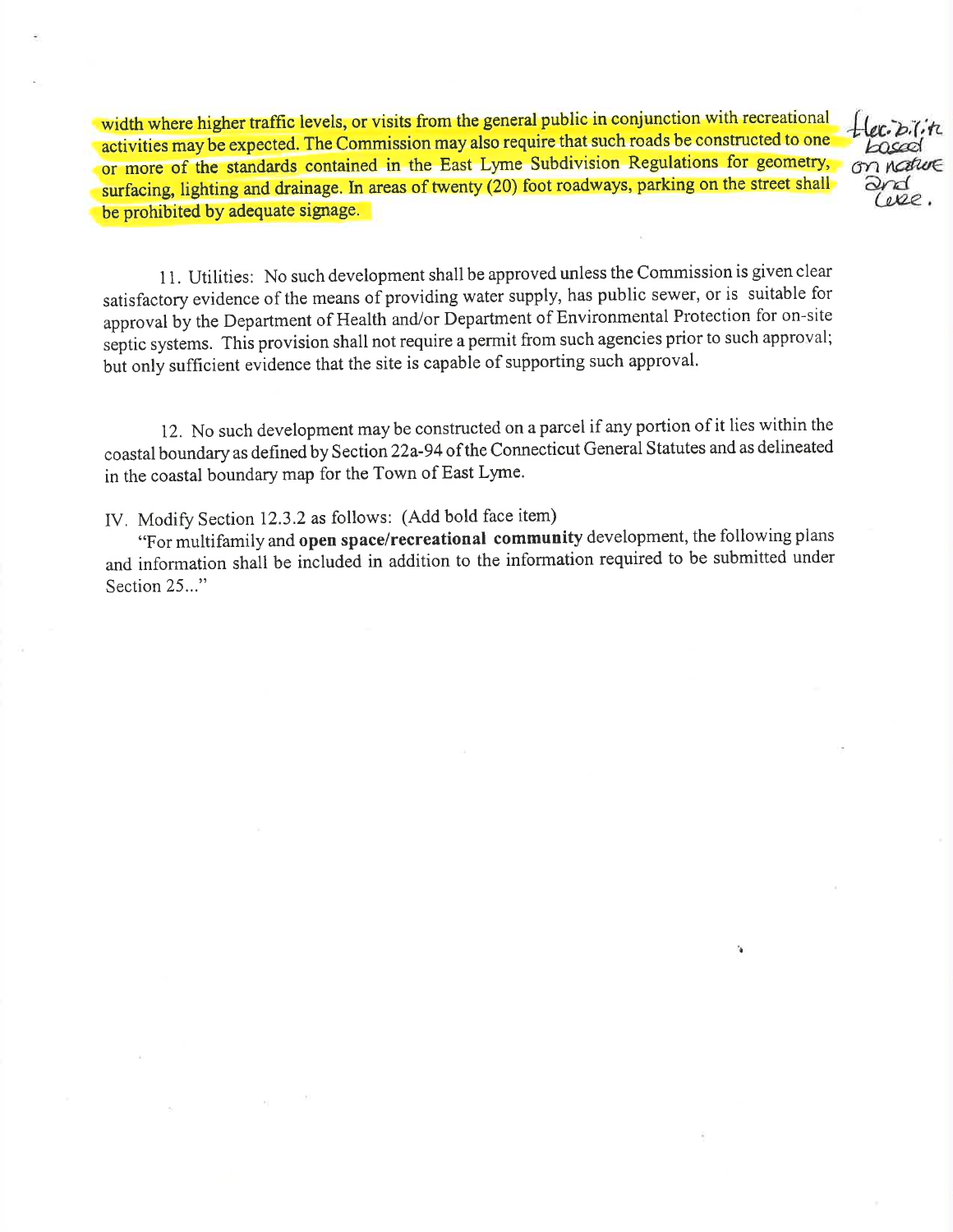width where higher traffic levels, or visits from the general public in conjunction with recreational activities may be expected. The Commission may also require that such roads be constructed to one or more of the standards contained in the East Lyme Subdivision Regulations for geometry, surfacing, lighting and drainage. In areas of twenty (20) foot roadways, parking on the street shall be prohibited by adequate signage.

flexibility based on nature and use.

11. Utilities: No such development shall be approved unless the Commission is given clear satisfactory evidence of the means of providing water supply, has public sewer, or is suitable for approval by the Department of Health and/or Department of Environmental Protection for on-site septic systems. This provision shall not require a permit from such agencies prior to such approval; but only sufficient evidence that the site is capable of supporting such approval.

12. No such development may be constructed on a parcel if any portion of it lies within the coastal boundary as defined by Section 22a-94 of the Connecticut General Statutes and as delineated in the coastal boundary map for the Town of East Lyme.

IV. Modify Section 12.3.2 as follows: (Add bold face item)

"For multifamily and **open space/recreational community** development, the following plans and information shall be included in addition to the information required to be submitted under Section 25..."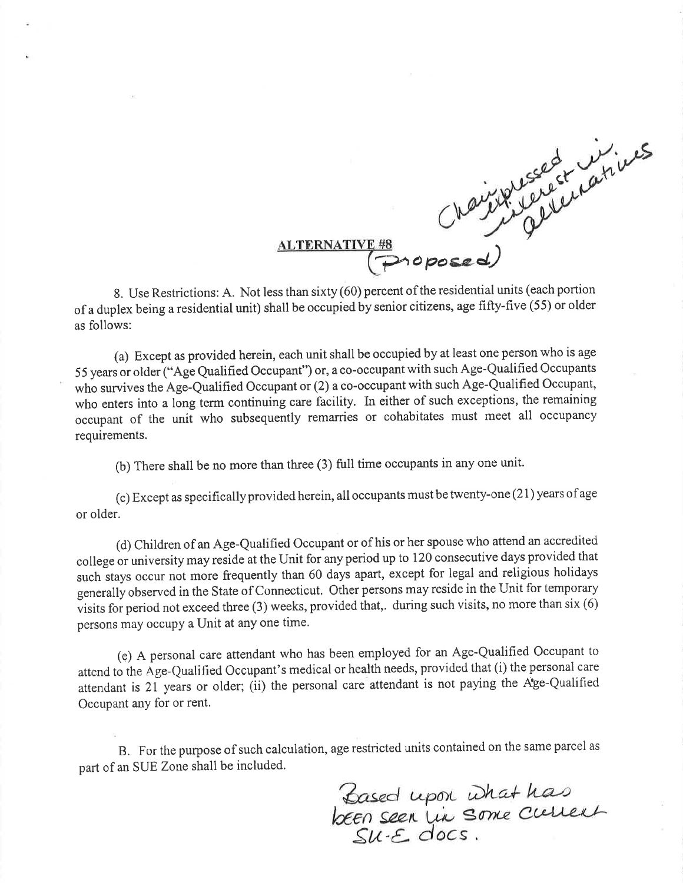Chair expressed interest in alternatives

## ALTERNATIVE #8 (Proposed)

8. Use Restrictions: A. Not less than sixty (60) percent of the residential units (each portion of a duplex being a residential unit) shall be occupied by senior citizens, age fifty-five (55) or older as follows:

(a) Except as provided herein, each unit shall be occupied by at least one person who is age 55 years or older ("Age Qualified Occupant") or, a co-occupant with such Age-Qualified Occupants who survives the Age-Qualified Occupant or (2) a co-occupant with such Age-Qualified Occupant, who enters into a long term continuing care facility. In either of such exceptions, the remaining occupant of the unit who subsequently remarries or cohabitates must meet all occupancy requirements.

(b) There shall be no more than three (3) full time occupants in any one unit.

(c) Except as specifically provided herein, all occupants must be twenty-one (21) years of age or older.

(d) Children of an Age-Qualified Occupant or of his or her spouse who attend an accredited college or university may reside at the Unit for any period up to 120 consecutive days provided that such stays occur not more frequently than 60 days apart, except for legal and religious holidays generally observed in the State of Connecticut. Other persons may reside in the Unit for temporary visits for period not exceed three (3) weeks, provided that,. during such visits, no more than six (6) persons may occupy a Unit at any one time.

(e) A personal care attendant who has been employed for an Age-Qualified Occupant to attend to the Age-Qualified Occupant's medical or health needs, provided that (i) the personal care attendant is 21 years or older; (ii) the personal care attendant is not paying the Age-Qualified Occupant any for or rent.

B. For the purpose of such calculation, age restricted units contained on the same parcel as part of an SUE Zone shall be included.

Based upon what has been seen in some current SU-E docs.